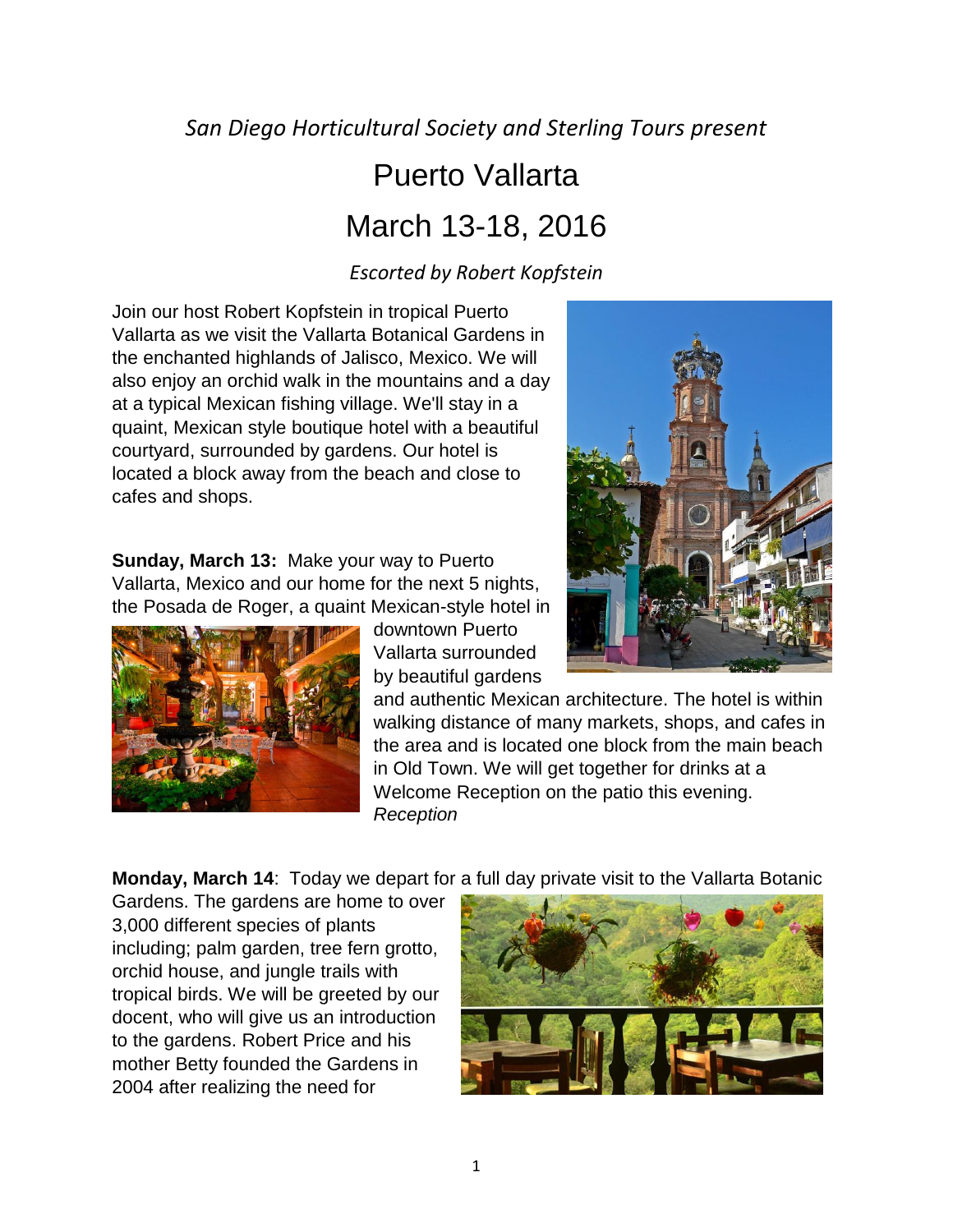*San Diego Horticultural Society and Sterling Tours present*

# Puerto Vallarta

# March 13-18, 2016

*Escorted by Robert Kopfstein*

Join our host Robert Kopfstein in tropical Puerto Vallarta as we visit the Vallarta Botanical Gardens in the enchanted highlands of Jalisco, Mexico. We will also enjoy an orchid walk in the mountains and a day at a typical Mexican fishing village. We'll stay in a quaint, Mexican style boutique hotel with a beautiful courtyard, surrounded by gardens. Our hotel is located a block away from the beach and close to cafes and shops.

**Sunday, March 13:** Make your way to Puerto Vallarta, Mexico and our home for the next 5 nights, the Posada de Roger, a quaint Mexican-style hotel in downtown Puerto Vallarta surrounded by beautiful gardens and authentic Mexican architecture. The hotel is within walking distance of many markets, shops, and cafes in the area and is located one block from the main beach in Old Town. We will get together for drinks at a Welcome Reception on the patio this evening. *Reception*

**Monday, March 14**: Today we depart for a full day private visit to the Vallarta Botanic Gardens. The gardens are home to over 3,000 different species of plants including; palm garden, tree fern grotto, orchid house, and jungle trails with tropical birds. We will be greeted by our docent, who will give us an introduction to the gardens. Robert Price and his mother Betty founded the Gardens in 2004 after realizing the need for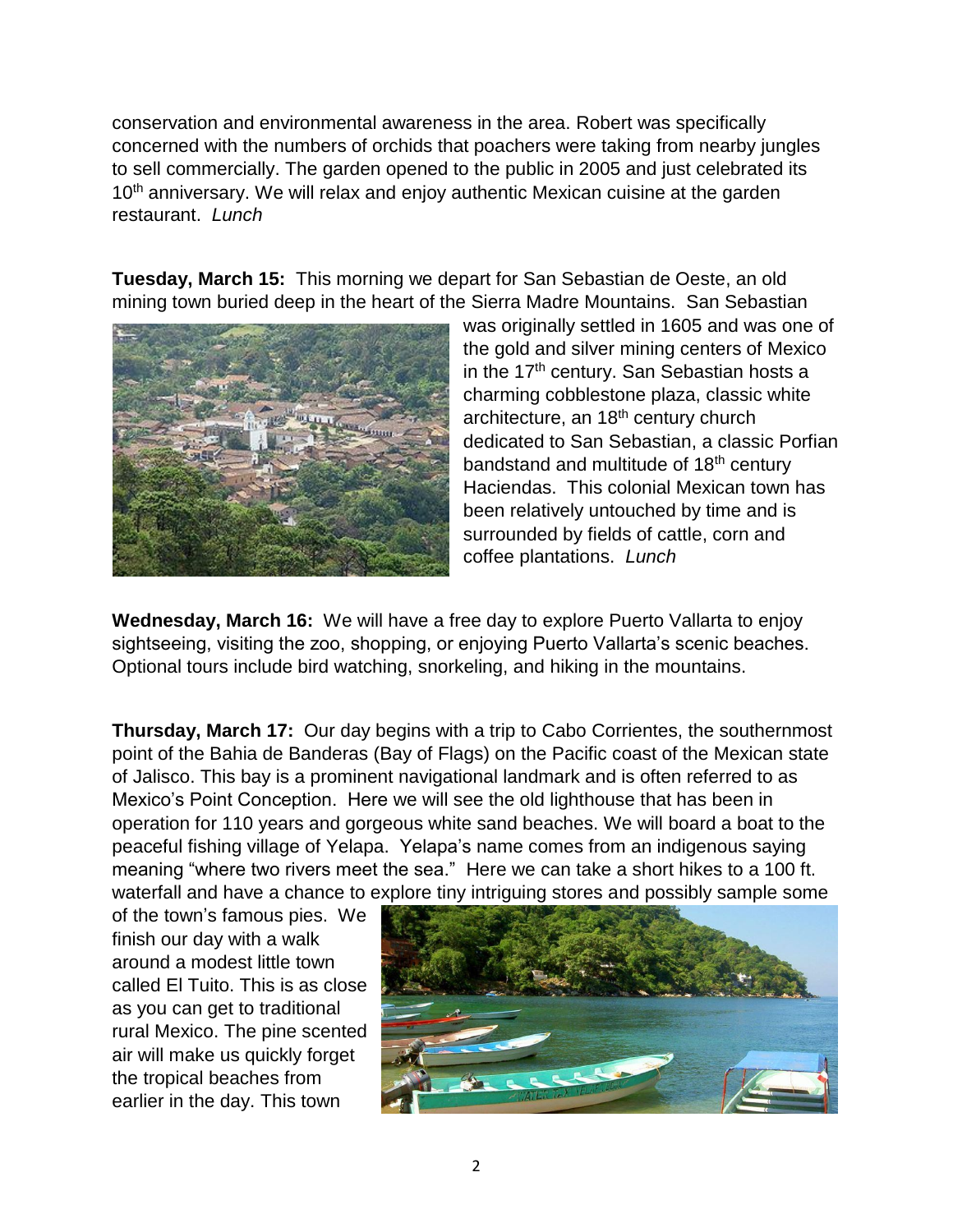conservation and environmental awareness in the area. Robert was specifically concerned with the numbers of orchids that poachers were taking from nearby jungles to sell commercially. The garden opened to the public in 2005 and just celebrated its 10th anniversary. We will relax and enjoy authentic Mexican cuisine at the garden restaurant. *Lunch*

**Tuesday, March 15:** This morning we depart for San Sebastian de Oeste, an old mining town buried deep in the heart of the Sierra Madre Mountains. San Sebastian was originally settled in 1605 and was one of the gold and silver mining centers of Mexico in the 17th century. San Sebastian hosts a charming cobblestone plaza, classic white architecture, an 18th century church dedicated to San Sebastian, a classic Porfian bandstand and multitude of 18th century Haciendas. This colonial Mexican town has been relatively untouched by time and is surrounded by fields of cattle, corn and coffee plantations. *Lunch*

**Wednesday, March 16:** We will have a free day to explore Puerto Vallarta to enjoy sightseeing, visiting the zoo, shopping, or enjoying Puerto Vallarta's scenic beaches. Optional tours include bird watching, snorkeling, and hiking in the mountains.

**Thursday, March 17:** Our day begins with a trip to Cabo Corrientes, the southernmost point of the Bahia de Banderas (Bay of Flags) on the Pacific coast of the Mexican state of Jalisco. This bay is a prominent navigational landmark and is often referred to as Mexico's Point Conception. Here we will see the old lighthouse that has been in operation for 110 years and gorgeous white sand beaches. We will board a boat to the peaceful fishing village of Yelapa. Yelapa's name comes from an indigenous saying meaning "where two rivers meet the sea." Here we can take a short hikes to a 100 ft. waterfall and have a chance to explore tiny intriguing stores and possibly sample some of the town's famous pies. We finish our day with a walk around a modest little town called El Tuito. This is as close as you can get to traditional rural Mexico. The pine scented air will make us quickly forget the tropical beaches from earlier in the day. This town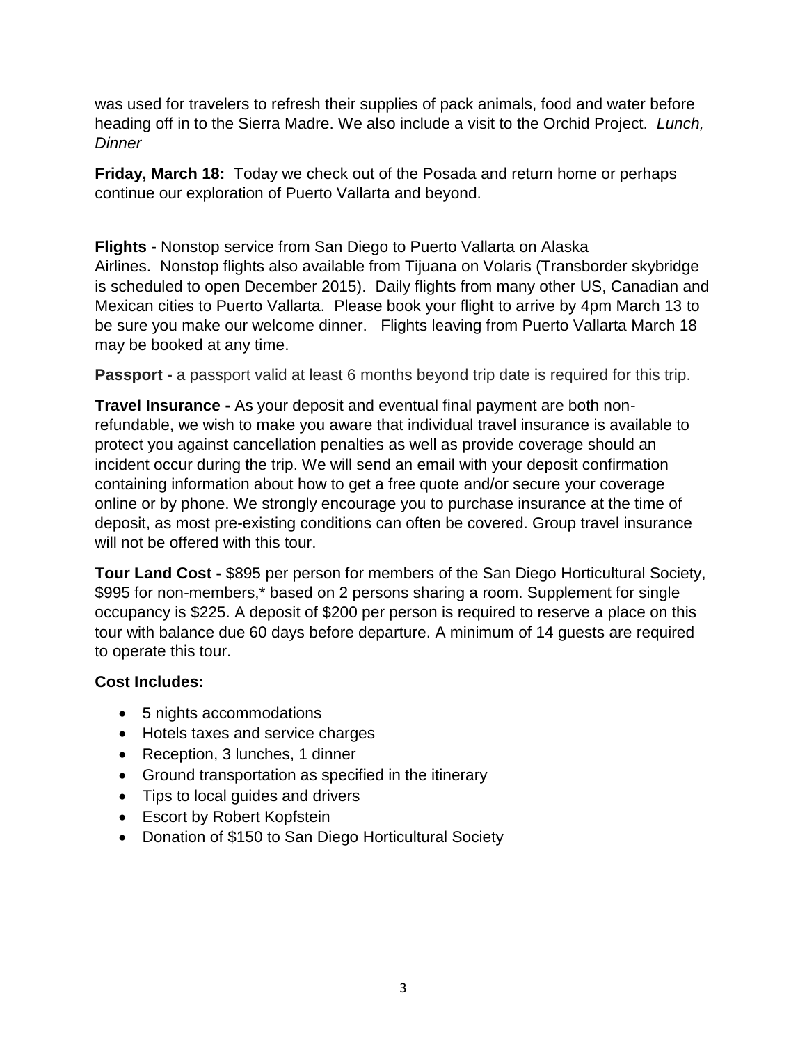was used for travelers to refresh their supplies of pack animals, food and water before heading off in to the Sierra Madre. We also include a visit to the Orchid Project. *Lunch, Dinner*

**Friday, March 18:** Today we check out of the Posada and return home or perhaps continue our exploration of Puerto Vallarta and beyond.

**Flights -** Nonstop service from San Diego to Puerto Vallarta on Alaska Airlines. Nonstop flights also available from Tijuana on Volaris (Transborder skybridge is scheduled to open December 2015). Daily flights from many other US, Canadian and Mexican cities to Puerto Vallarta. Please book your flight to arrive by 4pm March 13 to be sure you make our welcome dinner. Flights leaving from Puerto Vallarta March 18 may be booked at any time.

**Passport -** a passport valid at least 6 months beyond trip date is required for this trip.

**Travel Insurance -** As your deposit and eventual final payment are both non-refundable, we wish to make you aware that individual travel insurance is available to protect you against cancellation penalties as well as provide coverage should an incident occur during the trip. We will send an email with your deposit confirmation containing information about how to get a free quote and/or secure your coverage online or by phone. We strongly encourage you to purchase insurance at the time of deposit, as most pre-existing conditions can often be covered. Group travel insurance will not be offered with this tour.

**Tour Land Cost -** $895 per person for members of the San Diego Horticultural Society, $995 for non-members,* based on 2 persons sharing a room. Supplement for single occupancy is $225. A deposit of $200 per person is required to reserve a place on this tour with balance due 60 days before departure. A minimum of 14 guests are required to operate this tour.

**Cost Includes:**

- 5 nights accommodations
- Hotels taxes and service charges
- Reception, 3 lunches, 1 dinner
- Ground transportation as specified in the itinerary
- Tips to local guides and drivers
- Escort by Robert Kopfstein
- Donation of $150 to San Diego Horticultural Society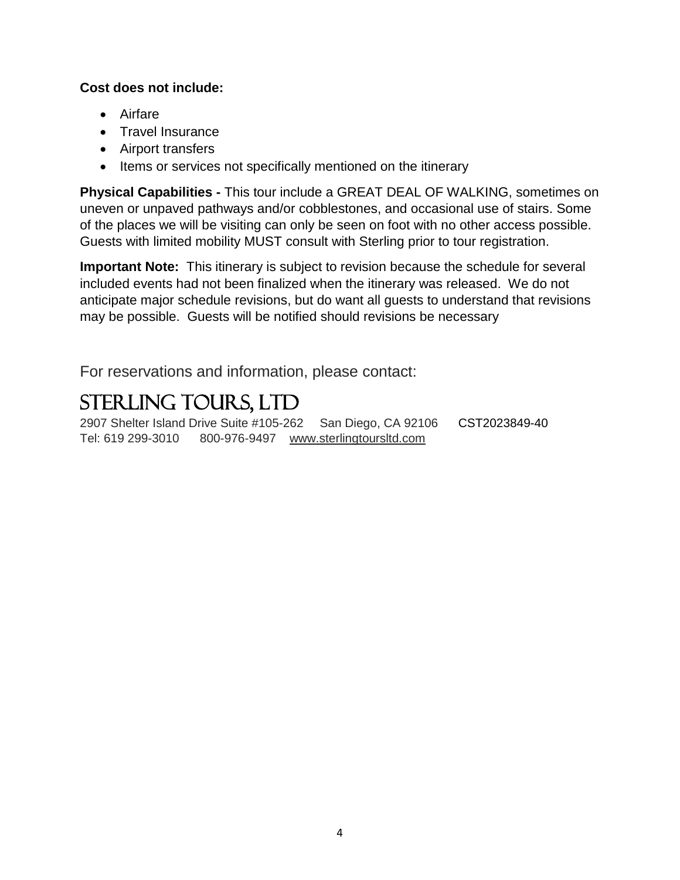**Cost does not include:**

- Airfare
- Travel Insurance
- Airport transfers
- Items or services not specifically mentioned on the itinerary

**Physical Capabilities -** This tour include a GREAT DEAL OF WALKING, sometimes on uneven or unpaved pathways and/or cobblestones, and occasional use of stairs. Some of the places we will be visiting can only be seen on foot with no other access possible. Guests with limited mobility MUST consult with Sterling prior to tour registration.

**Important Note:** This itinerary is subject to revision because the schedule for several included events had not been finalized when the itinerary was released. We do not anticipate major schedule revisions, but do want all guests to understand that revisions may be possible. Guests will be notified should revisions be necessary

For reservations and information, please contact:

# STERLING TOURS, LTD

2907 Shelter Island Drive Suite #105-262 San Diego, CA 92106 CST2023849-40
Tel: 619 299-3010 800-976-9497 www.sterlingtoursltd.com